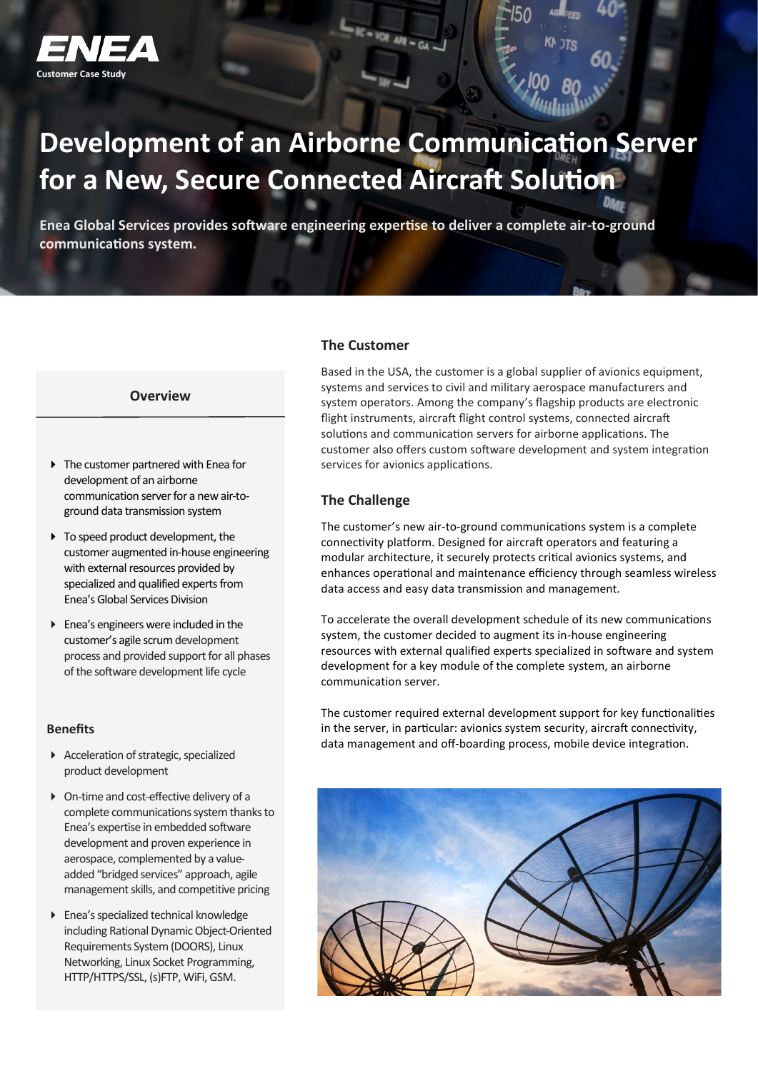ENEA

Customer Case Study

# Development of an Airborne Communication Server for a New, Secure Connected Aircraft Solution

**Enea Global Services provides software engineering expertise to deliver a complete air-to-ground communications system.**

### Overview

- The customer partnered with Enea for development of an airborne communication server for a new air-to-ground data transmission system
- To speed product development, the customer augmented in-house engineering with external resources provided by specialized and qualified experts from Enea's Global Services Division
- Enea's engineers were included in the customer's agile scrum development process and provided support for all phases of the software development life cycle

### Benefits

- Acceleration of strategic, specialized product development
- On-time and cost-effective delivery of a complete communications system thanks to Enea's expertise in embedded software development and proven experience in aerospace, complemented by a value-added "bridged services" approach, agile management skills, and competitive pricing
- Enea's specialized technical knowledge including Rational Dynamic Object-Oriented Requirements System (DOORS), Linux Networking, Linux Socket Programming, HTTP/HTTPS/SSL, (s)FTP, WiFi, GSM.

## The Customer

Based in the USA, the customer is a global supplier of avionics equipment, systems and services to civil and military aerospace manufacturers and system operators. Among the company's flagship products are electronic flight instruments, aircraft flight control systems, connected aircraft solutions and communication servers for airborne applications. The customer also offers custom software development and system integration services for avionics applications.

## The Challenge

The customer's new air-to-ground communications system is a complete connectivity platform. Designed for aircraft operators and featuring a modular architecture, it securely protects critical avionics systems, and enhances operational and maintenance efficiency through seamless wireless data access and easy data transmission and management.

To accelerate the overall development schedule of its new communications system, the customer decided to augment its in-house engineering resources with external qualified experts specialized in software and system development for a key module of the complete system, an airborne communication server.

The customer required external development support for key functionalities in the server, in particular: avionics system security, aircraft connectivity, data management and off-boarding process, mobile device integration.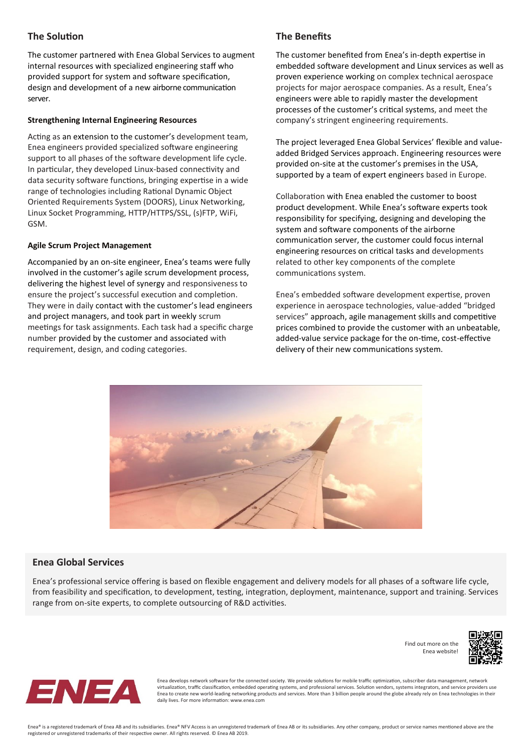## The Solution

The customer partnered with Enea Global Services to augment internal resources with specialized engineering staff who provided support for system and software specification, design and development of a new airborne communication server.

### Strengthening Internal Engineering Resources

Acting as an extension to the customer's development team, Enea engineers provided specialized software engineering support to all phases of the software development life cycle. In particular, they developed Linux-based connectivity and data security software functions, bringing expertise in a wide range of technologies including Rational Dynamic Object Oriented Requirements System (DOORS), Linux Networking, Linux Socket Programming, HTTP/HTTPS/SSL, (s)FTP, WiFi, GSM.

### Agile Scrum Project Management

Accompanied by an on-site engineer, Enea's teams were fully involved in the customer's agile scrum development process, delivering the highest level of synergy and responsiveness to ensure the project's successful execution and completion. They were in daily contact with the customer's lead engineers and project managers, and took part in weekly scrum meetings for task assignments. Each task had a specific charge number provided by the customer and associated with requirement, design, and coding categories.

## The Benefits

The customer benefited from Enea's in-depth expertise in embedded software development and Linux services as well as proven experience working on complex technical aerospace projects for major aerospace companies. As a result, Enea's engineers were able to rapidly master the development processes of the customer's critical systems, and meet the company's stringent engineering requirements.

The project leveraged Enea Global Services' flexible and value-added Bridged Services approach. Engineering resources were provided on-site at the customer's premises in the USA, supported by a team of expert engineers based in Europe.

Collaboration with Enea enabled the customer to boost product development. While Enea's software experts took responsibility for specifying, designing and developing the system and software components of the airborne communication server, the customer could focus internal engineering resources on critical tasks and developments related to other key components of the complete communications system.

Enea's embedded software development expertise, proven experience in aerospace technologies, value-added "bridged services" approach, agile management skills and competitive prices combined to provide the customer with an unbeatable, added-value service package for the on-time, cost-effective delivery of their new communications system.

## Enea Global Services

Enea's professional service offering is based on flexible engagement and delivery models for all phases of a software life cycle, from feasibility and specification, to development, testing, integration, deployment, maintenance, support and training. Services range from on-site experts, to complete outsourcing of R&D activities.

Find out more on the Enea website!

Enea develops network software for the connected society. We provide solutions for mobile traffic optimization, subscriber data management, network virtualization, traffic classification, embedded operating systems, and professional services. Solution vendors, systems integrators, and service providers use Enea to create new world-leading networking products and services. More than 3 billion people around the globe already rely on Enea technologies in their daily lives. For more information: www.enea.com

Enea® is a registered trademark of Enea AB and its subsidiaries. Enea® NFV Access is an unregistered trademark of Enea AB or its subsidiaries. Any other company, product or service names mentioned above are the registered or unregistered trademarks of their respective owner. All rights reserved. © Enea AB 2019.